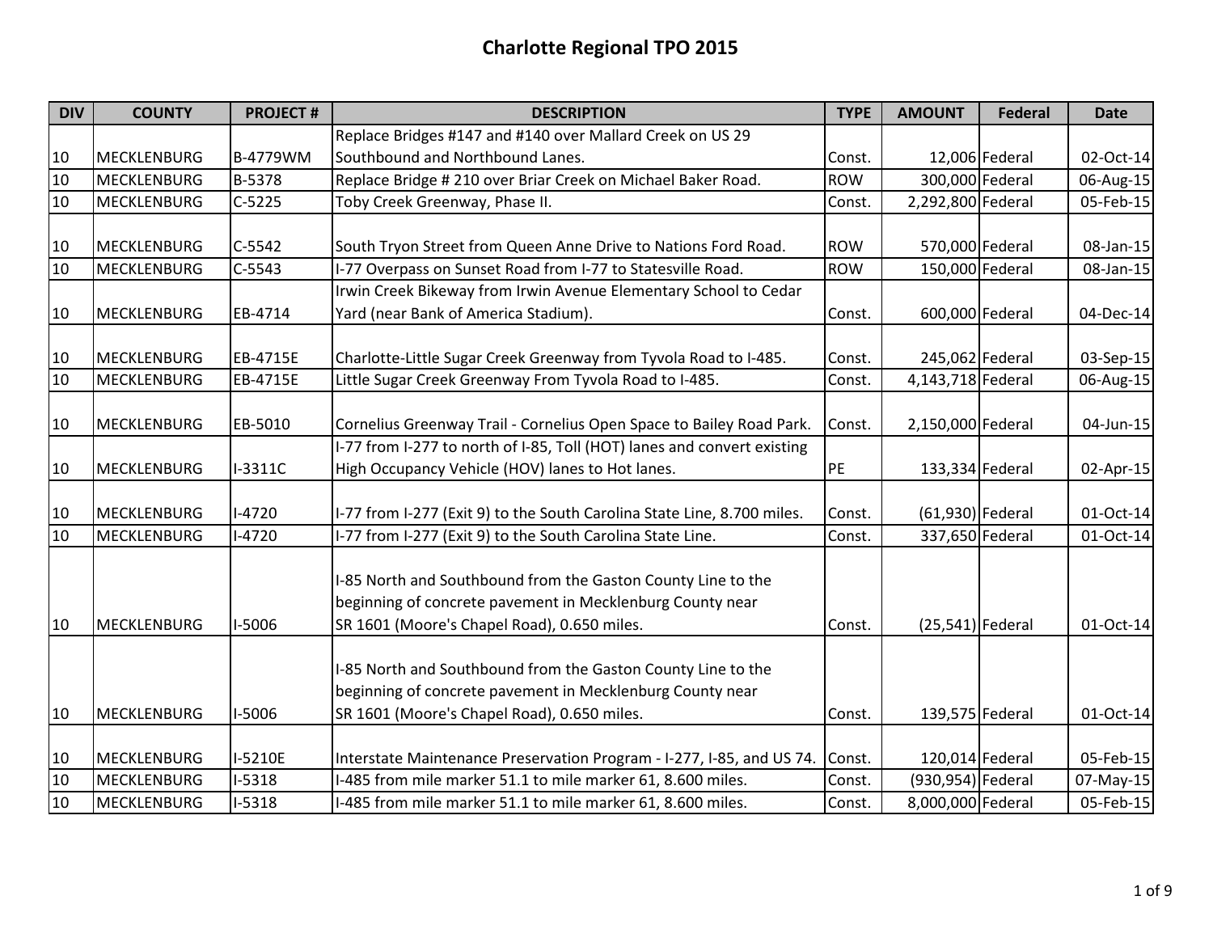# Charlotte Regional TPO 2015

| DIV | COUNTY | PROJECT # | DESCRIPTION | TYPE | AMOUNT | Federal | Date |
|---|---|---|---|---|---|---|---|
| 10 | MECKLENBURG | B-4779WM | Replace Bridges #147 and #140 over Mallard Creek on US 29 Southbound and Northbound Lanes. | Const. | 12,006 | Federal | 02-Oct-14 |
| 10 | MECKLENBURG | B-5378 | Replace Bridge # 210 over Briar Creek on Michael Baker Road. | ROW | 300,000 | Federal | 06-Aug-15 |
| 10 | MECKLENBURG | C-5225 | Toby Creek Greenway, Phase II. | Const. | 2,292,800 | Federal | 05-Feb-15 |
| 10 | MECKLENBURG | C-5542 | South Tryon Street from Queen Anne Drive to Nations Ford Road. | ROW | 570,000 | Federal | 08-Jan-15 |
| 10 | MECKLENBURG | C-5543 | I-77 Overpass on Sunset Road from I-77 to Statesville Road. | ROW | 150,000 | Federal | 08-Jan-15 |
| 10 | MECKLENBURG | EB-4714 | Irwin Creek Bikeway from Irwin Avenue Elementary School to Cedar Yard (near Bank of America Stadium). | Const. | 600,000 | Federal | 04-Dec-14 |
| 10 | MECKLENBURG | EB-4715E | Charlotte-Little Sugar Creek Greenway from Tyvola Road to I-485. | Const. | 245,062 | Federal | 03-Sep-15 |
| 10 | MECKLENBURG | EB-4715E | Little Sugar Creek Greenway From Tyvola Road to I-485. | Const. | 4,143,718 | Federal | 06-Aug-15 |
| 10 | MECKLENBURG | EB-5010 | Cornelius Greenway Trail - Cornelius Open Space to Bailey Road Park. | Const. | 2,150,000 | Federal | 04-Jun-15 |
| 10 | MECKLENBURG | I-3311C | I-77 from I-277 to north of I-85, Toll (HOT) lanes and convert existing High Occupancy Vehicle (HOV) lanes to Hot lanes. | PE | 133,334 | Federal | 02-Apr-15 |
| 10 | MECKLENBURG | I-4720 | I-77 from I-277 (Exit 9) to the South Carolina State Line, 8.700 miles. | Const. | (61,930) | Federal | 01-Oct-14 |
| 10 | MECKLENBURG | I-4720 | I-77 from I-277 (Exit 9) to the South Carolina State Line. | Const. | 337,650 | Federal | 01-Oct-14 |
| 10 | MECKLENBURG | I-5006 | I-85 North and Southbound from the Gaston County Line to the beginning of concrete pavement in Mecklenburg County near SR 1601 (Moore's Chapel Road), 0.650 miles. | Const. | (25,541) | Federal | 01-Oct-14 |
| 10 | MECKLENBURG | I-5006 | I-85 North and Southbound from the Gaston County Line to the beginning of concrete pavement in Mecklenburg County near SR 1601 (Moore's Chapel Road), 0.650 miles. | Const. | 139,575 | Federal | 01-Oct-14 |
| 10 | MECKLENBURG | I-5210E | Interstate Maintenance Preservation Program - I-277, I-85, and US 74. | Const. | 120,014 | Federal | 05-Feb-15 |
| 10 | MECKLENBURG | I-5318 | I-485 from mile marker 51.1 to mile marker 61, 8.600 miles. | Const. | (930,954) | Federal | 07-May-15 |
| 10 | MECKLENBURG | I-5318 | I-485 from mile marker 51.1 to mile marker 61, 8.600 miles. | Const. | 8,000,000 | Federal | 05-Feb-15 |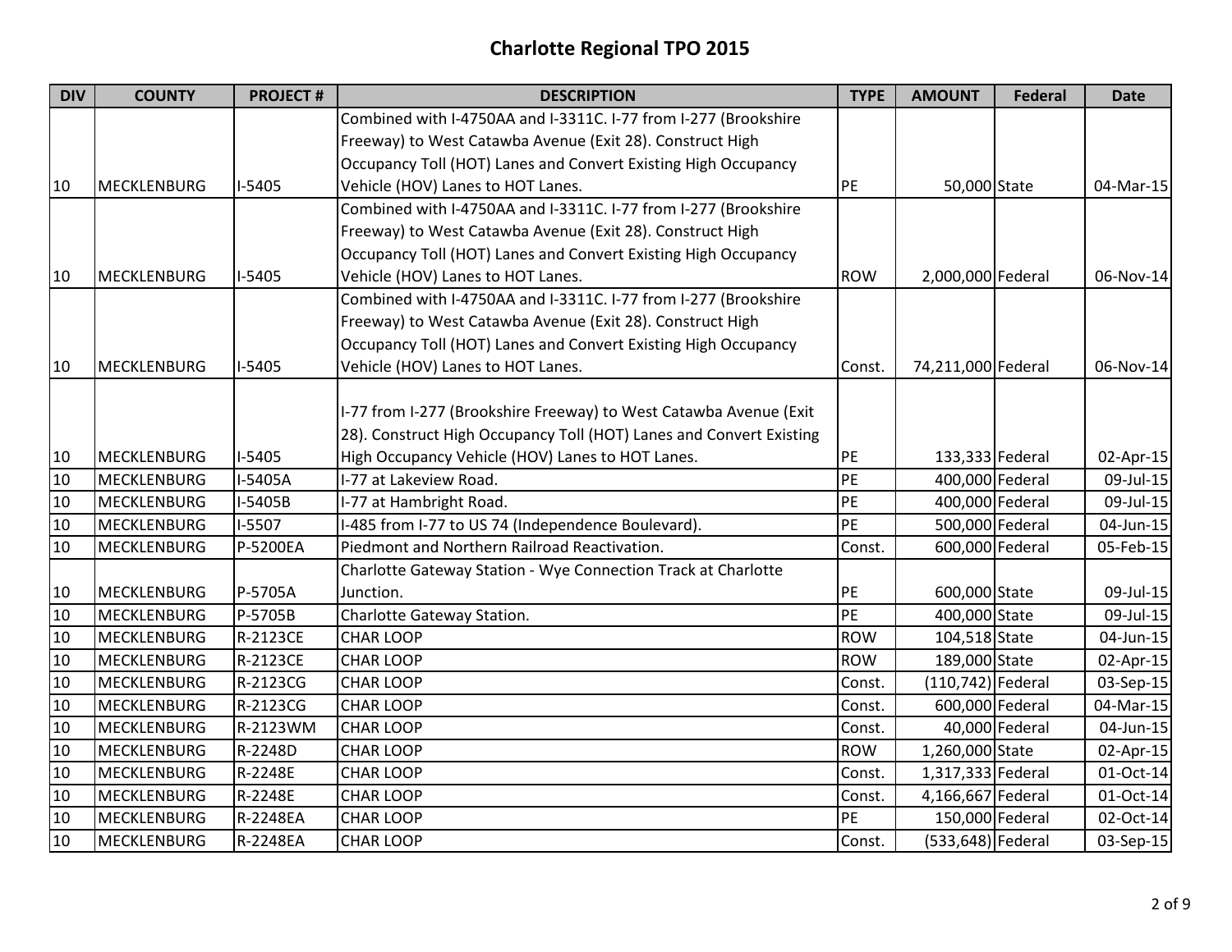# Charlotte Regional TPO 2015

| DIV | COUNTY | PROJECT # | DESCRIPTION | TYPE | AMOUNT | Federal | Date |
|---|---|---|---|---|---|---|---|
| 10 | MECKLENBURG | I-5405 | Combined with I-4750AA and I-3311C. I-77 from I-277 (Brookshire Freeway) to West Catawba Avenue (Exit 28). Construct High Occupancy Toll (HOT) Lanes and Convert Existing High Occupancy Vehicle (HOV) Lanes to HOT Lanes. | PE | 50,000 | State | 04-Mar-15 |
| 10 | MECKLENBURG | I-5405 | Combined with I-4750AA and I-3311C. I-77 from I-277 (Brookshire Freeway) to West Catawba Avenue (Exit 28). Construct High Occupancy Toll (HOT) Lanes and Convert Existing High Occupancy Vehicle (HOV) Lanes to HOT Lanes. | ROW | 2,000,000 | Federal | 06-Nov-14 |
| 10 | MECKLENBURG | I-5405 | Combined with I-4750AA and I-3311C. I-77 from I-277 (Brookshire Freeway) to West Catawba Avenue (Exit 28). Construct High Occupancy Toll (HOT) Lanes and Convert Existing High Occupancy Vehicle (HOV) Lanes to HOT Lanes. | Const. | 74,211,000 | Federal | 06-Nov-14 |
| 10 | MECKLENBURG | I-5405 | I-77 from I-277 (Brookshire Freeway) to West Catawba Avenue (Exit 28). Construct High Occupancy Toll (HOT) Lanes and Convert Existing High Occupancy Vehicle (HOV) Lanes to HOT Lanes. | PE | 133,333 | Federal | 02-Apr-15 |
| 10 | MECKLENBURG | I-5405A | I-77 at Lakeview Road. | PE | 400,000 | Federal | 09-Jul-15 |
| 10 | MECKLENBURG | I-5405B | I-77 at Hambright Road. | PE | 400,000 | Federal | 09-Jul-15 |
| 10 | MECKLENBURG | I-5507 | I-485 from I-77 to US 74 (Independence Boulevard). | PE | 500,000 | Federal | 04-Jun-15 |
| 10 | MECKLENBURG | P-5200EA | Piedmont and Northern Railroad Reactivation. | Const. | 600,000 | Federal | 05-Feb-15 |
| 10 | MECKLENBURG | P-5705A | Charlotte Gateway Station - Wye Connection Track at Charlotte Junction. | PE | 600,000 | State | 09-Jul-15 |
| 10 | MECKLENBURG | P-5705B | Charlotte Gateway Station. | PE | 400,000 | State | 09-Jul-15 |
| 10 | MECKLENBURG | R-2123CE | CHAR LOOP | ROW | 104,518 | State | 04-Jun-15 |
| 10 | MECKLENBURG | R-2123CE | CHAR LOOP | ROW | 189,000 | State | 02-Apr-15 |
| 10 | MECKLENBURG | R-2123CG | CHAR LOOP | Const. | (110,742) | Federal | 03-Sep-15 |
| 10 | MECKLENBURG | R-2123CG | CHAR LOOP | Const. | 600,000 | Federal | 04-Mar-15 |
| 10 | MECKLENBURG | R-2123WM | CHAR LOOP | Const. | 40,000 | Federal | 04-Jun-15 |
| 10 | MECKLENBURG | R-2248D | CHAR LOOP | ROW | 1,260,000 | State | 02-Apr-15 |
| 10 | MECKLENBURG | R-2248E | CHAR LOOP | Const. | 1,317,333 | Federal | 01-Oct-14 |
| 10 | MECKLENBURG | R-2248E | CHAR LOOP | Const. | 4,166,667 | Federal | 01-Oct-14 |
| 10 | MECKLENBURG | R-2248EA | CHAR LOOP | PE | 150,000 | Federal | 02-Oct-14 |
| 10 | MECKLENBURG | R-2248EA | CHAR LOOP | Const. | (533,648) | Federal | 03-Sep-15 |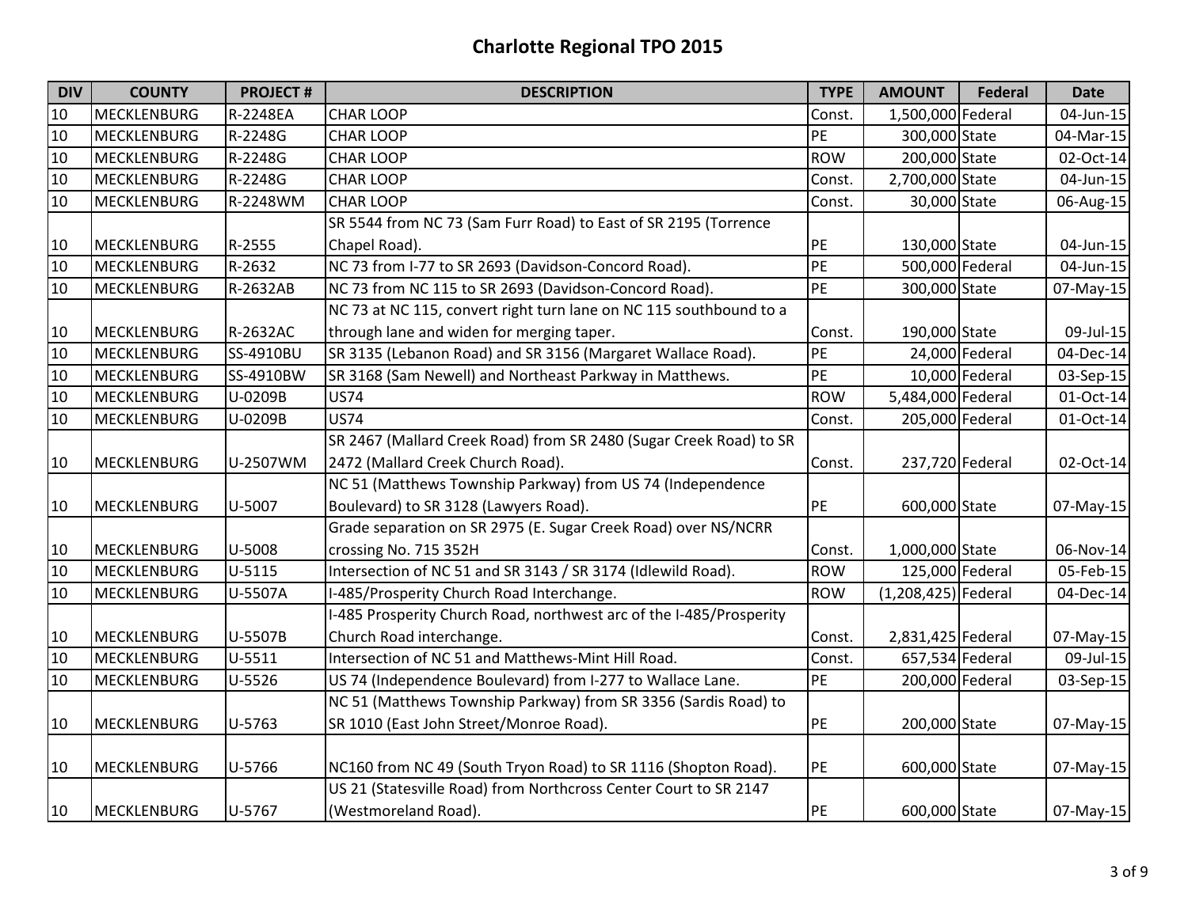# Charlotte Regional TPO 2015

| DIV | COUNTY | PROJECT # | DESCRIPTION | TYPE | AMOUNT | Federal | Date |
|---|---|---|---|---|---|---|---|
| 10 | MECKLENBURG | R-2248EA | CHAR LOOP | Const. | 1,500,000 | Federal | 04-Jun-15 |
| 10 | MECKLENBURG | R-2248G | CHAR LOOP | PE | 300,000 | State | 04-Mar-15 |
| 10 | MECKLENBURG | R-2248G | CHAR LOOP | ROW | 200,000 | State | 02-Oct-14 |
| 10 | MECKLENBURG | R-2248G | CHAR LOOP | Const. | 2,700,000 | State | 04-Jun-15 |
| 10 | MECKLENBURG | R-2248WM | CHAR LOOP | Const. | 30,000 | State | 06-Aug-15 |
| 10 | MECKLENBURG | R-2555 | SR 5544 from NC 73 (Sam Furr Road) to East of SR 2195 (Torrence Chapel Road). | PE | 130,000 | State | 04-Jun-15 |
| 10 | MECKLENBURG | R-2632 | NC 73 from I-77 to SR 2693 (Davidson-Concord Road). | PE | 500,000 | Federal | 04-Jun-15 |
| 10 | MECKLENBURG | R-2632AB | NC 73 from NC 115 to SR 2693 (Davidson-Concord Road). | PE | 300,000 | State | 07-May-15 |
| 10 | MECKLENBURG | R-2632AC | NC 73 at NC 115, convert right turn lane on NC 115 southbound to a through lane and widen for merging taper. | Const. | 190,000 | State | 09-Jul-15 |
| 10 | MECKLENBURG | SS-4910BU | SR 3135 (Lebanon Road) and SR 3156 (Margaret Wallace Road). | PE | 24,000 | Federal | 04-Dec-14 |
| 10 | MECKLENBURG | SS-4910BW | SR 3168 (Sam Newell) and Northeast Parkway in Matthews. | PE | 10,000 | Federal | 03-Sep-15 |
| 10 | MECKLENBURG | U-0209B | US74 | ROW | 5,484,000 | Federal | 01-Oct-14 |
| 10 | MECKLENBURG | U-0209B | US74 | Const. | 205,000 | Federal | 01-Oct-14 |
| 10 | MECKLENBURG | U-2507WM | SR 2467 (Mallard Creek Road) from SR 2480 (Sugar Creek Road) to SR 2472 (Mallard Creek Church Road). | Const. | 237,720 | Federal | 02-Oct-14 |
| 10 | MECKLENBURG | U-5007 | NC 51 (Matthews Township Parkway) from US 74 (Independence Boulevard) to SR 3128 (Lawyers Road). | PE | 600,000 | State | 07-May-15 |
| 10 | MECKLENBURG | U-5008 | Grade separation on SR 2975 (E. Sugar Creek Road) over NS/NCRR crossing No. 715 352H | Const. | 1,000,000 | State | 06-Nov-14 |
| 10 | MECKLENBURG | U-5115 | Intersection of NC 51 and SR 3143 / SR 3174 (Idlewild Road). | ROW | 125,000 | Federal | 05-Feb-15 |
| 10 | MECKLENBURG | U-5507A | I-485/Prosperity Church Road Interchange. | ROW | (1,208,425) | Federal | 04-Dec-14 |
| 10 | MECKLENBURG | U-5507B | I-485 Prosperity Church Road, northwest arc of the I-485/Prosperity Church Road interchange. | Const. | 2,831,425 | Federal | 07-May-15 |
| 10 | MECKLENBURG | U-5511 | Intersection of NC 51 and Matthews-Mint Hill Road. | Const. | 657,534 | Federal | 09-Jul-15 |
| 10 | MECKLENBURG | U-5526 | US 74 (Independence Boulevard) from I-277 to Wallace Lane. | PE | 200,000 | Federal | 03-Sep-15 |
| 10 | MECKLENBURG | U-5763 | NC 51 (Matthews Township Parkway) from SR 3356 (Sardis Road) to SR 1010 (East John Street/Monroe Road). | PE | 200,000 | State | 07-May-15 |
| 10 | MECKLENBURG | U-5766 | NC160 from NC 49 (South Tryon Road) to SR 1116 (Shopton Road). | PE | 600,000 | State | 07-May-15 |
| 10 | MECKLENBURG | U-5767 | US 21 (Statesville Road) from Northcross Center Court to SR 2147 (Westmoreland Road). | PE | 600,000 | State | 07-May-15 |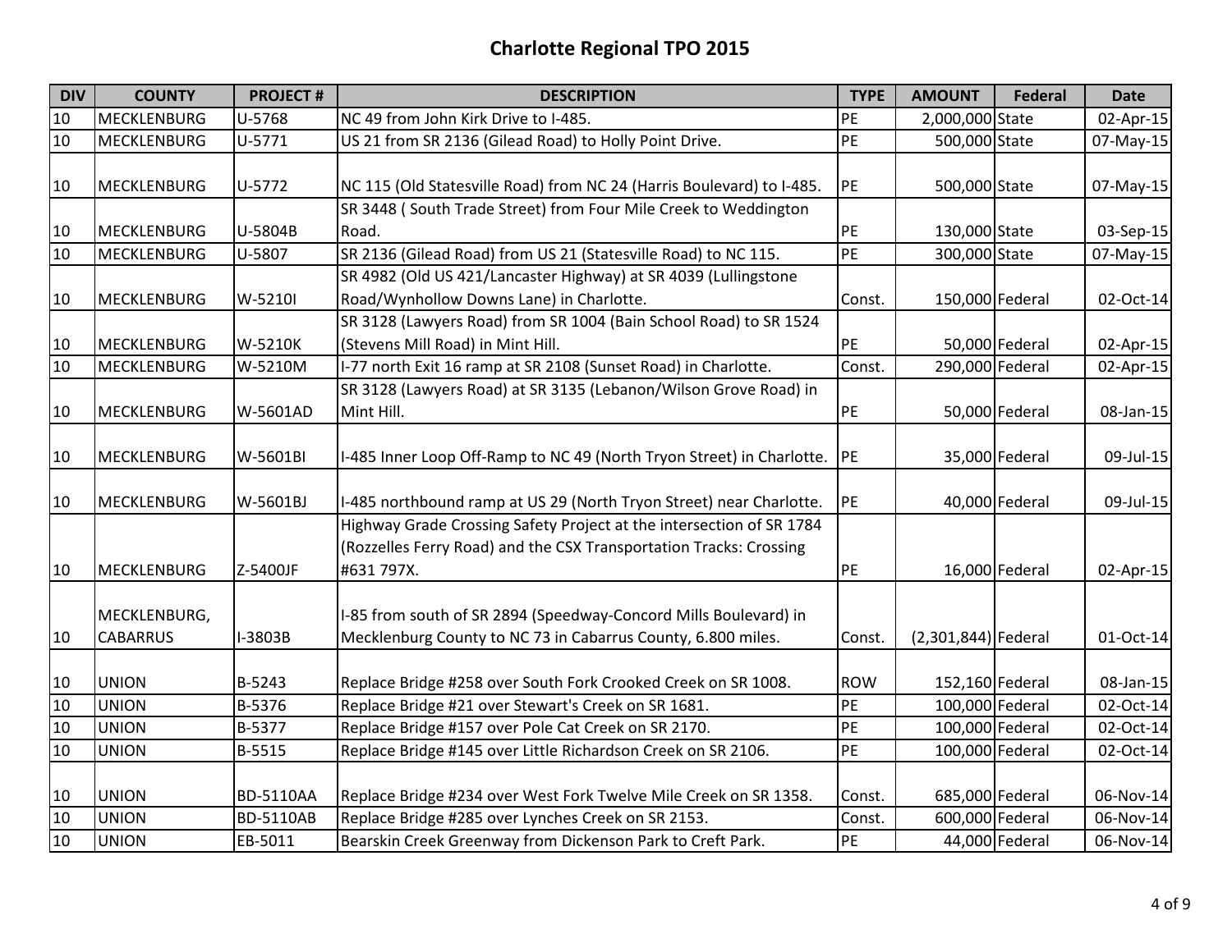# Charlotte Regional TPO 2015

| DIV | COUNTY | PROJECT # | DESCRIPTION | TYPE | AMOUNT | Federal | Date |
|---|---|---|---|---|---|---|---|
| 10 | MECKLENBURG | U-5768 | NC 49 from John Kirk Drive to I-485. | PE | 2,000,000 | State | 02-Apr-15 |
| 10 | MECKLENBURG | U-5771 | US 21 from SR 2136 (Gilead Road) to Holly Point Drive. | PE | 500,000 | State | 07-May-15 |
| 10 | MECKLENBURG | U-5772 | NC 115 (Old Statesville Road) from NC 24 (Harris Boulevard) to I-485. | PE | 500,000 | State | 07-May-15 |
| 10 | MECKLENBURG | U-5804B | SR 3448 ( South Trade Street) from Four Mile Creek to Weddington Road. | PE | 130,000 | State | 03-Sep-15 |
| 10 | MECKLENBURG | U-5807 | SR 2136 (Gilead Road) from US 21 (Statesville Road) to NC 115. | PE | 300,000 | State | 07-May-15 |
| 10 | MECKLENBURG | W-5210I | SR 4982 (Old US 421/Lancaster Highway) at SR 4039 (Lullingstone Road/Wynhollow Downs Lane) in Charlotte. | Const. | 150,000 | Federal | 02-Oct-14 |
| 10 | MECKLENBURG | W-5210K | SR 3128 (Lawyers Road) from SR 1004 (Bain School Road) to SR 1524 (Stevens Mill Road) in Mint Hill. | PE | 50,000 | Federal | 02-Apr-15 |
| 10 | MECKLENBURG | W-5210M | I-77 north Exit 16 ramp at SR 2108 (Sunset Road) in Charlotte. | Const. | 290,000 | Federal | 02-Apr-15 |
| 10 | MECKLENBURG | W-5601AD | SR 3128 (Lawyers Road) at SR 3135 (Lebanon/Wilson Grove Road) in Mint Hill. | PE | 50,000 | Federal | 08-Jan-15 |
| 10 | MECKLENBURG | W-5601BI | I-485 Inner Loop Off-Ramp to NC 49 (North Tryon Street) in Charlotte. | PE | 35,000 | Federal | 09-Jul-15 |
| 10 | MECKLENBURG | W-5601BJ | I-485 northbound ramp at US 29 (North Tryon Street) near Charlotte. | PE | 40,000 | Federal | 09-Jul-15 |
| 10 | MECKLENBURG | Z-5400JF | Highway Grade Crossing Safety Project at the intersection of SR 1784 (Rozzelles Ferry Road) and the CSX Transportation Tracks: Crossing #631 797X. | PE | 16,000 | Federal | 02-Apr-15 |
| 10 | MECKLENBURG, CABARRUS | I-3803B | I-85 from south of SR 2894 (Speedway-Concord Mills Boulevard) in Mecklenburg County to NC 73 in Cabarrus County, 6.800 miles. | Const. | (2,301,844) | Federal | 01-Oct-14 |
| 10 | UNION | B-5243 | Replace Bridge #258 over South Fork Crooked Creek on SR 1008. | ROW | 152,160 | Federal | 08-Jan-15 |
| 10 | UNION | B-5376 | Replace Bridge #21 over Stewart's Creek on SR 1681. | PE | 100,000 | Federal | 02-Oct-14 |
| 10 | UNION | B-5377 | Replace Bridge #157 over Pole Cat Creek on SR 2170. | PE | 100,000 | Federal | 02-Oct-14 |
| 10 | UNION | B-5515 | Replace Bridge #145 over Little Richardson Creek on SR 2106. | PE | 100,000 | Federal | 02-Oct-14 |
| 10 | UNION | BD-5110AA | Replace Bridge #234 over West Fork Twelve Mile Creek on SR 1358. | Const. | 685,000 | Federal | 06-Nov-14 |
| 10 | UNION | BD-5110AB | Replace Bridge #285 over Lynches Creek on SR 2153. | Const. | 600,000 | Federal | 06-Nov-14 |
| 10 | UNION | EB-5011 | Bearskin Creek Greenway from Dickenson Park to Creft Park. | PE | 44,000 | Federal | 06-Nov-14 |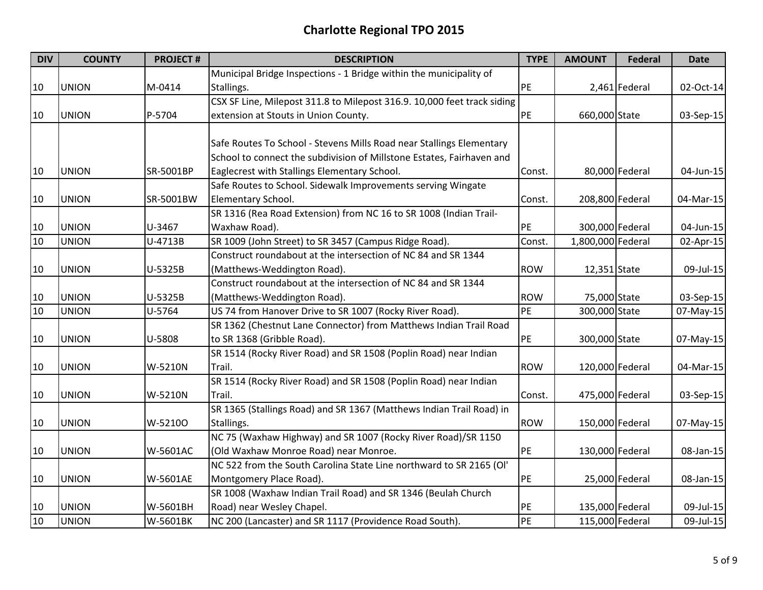# Charlotte Regional TPO 2015

| DIV | COUNTY | PROJECT # | DESCRIPTION | TYPE | AMOUNT | Federal | Date |
|---|---|---|---|---|---|---|---|
| 10 | UNION | M-0414 | Municipal Bridge Inspections - 1 Bridge within the municipality of Stallings. | PE | 2,461 | Federal | 02-Oct-14 |
| 10 | UNION | P-5704 | CSX SF Line, Milepost 311.8 to Milepost 316.9. 10,000 feet track siding extension at Stouts in Union County. | PE | 660,000 | State | 03-Sep-15 |
| 10 | UNION | SR-5001BP | Safe Routes To School - Stevens Mills Road near Stallings Elementary School to connect the subdivision of Millstone Estates, Fairhaven and Eaglecrest with Stallings Elementary School. | Const. | 80,000 | Federal | 04-Jun-15 |
| 10 | UNION | SR-5001BW | Safe Routes to School. Sidewalk Improvements serving Wingate Elementary School. | Const. | 208,800 | Federal | 04-Mar-15 |
| 10 | UNION | U-3467 | SR 1316 (Rea Road Extension) from NC 16 to SR 1008 (Indian Trail-Waxhaw Road). | PE | 300,000 | Federal | 04-Jun-15 |
| 10 | UNION | U-4713B | SR 1009 (John Street) to SR 3457 (Campus Ridge Road). | Const. | 1,800,000 | Federal | 02-Apr-15 |
| 10 | UNION | U-5325B | Construct roundabout at the intersection of NC 84 and SR 1344 (Matthews-Weddington Road). | ROW | 12,351 | State | 09-Jul-15 |
| 10 | UNION | U-5325B | Construct roundabout at the intersection of NC 84 and SR 1344 (Matthews-Weddington Road). | ROW | 75,000 | State | 03-Sep-15 |
| 10 | UNION | U-5764 | US 74 from Hanover Drive to SR 1007 (Rocky River Road). | PE | 300,000 | State | 07-May-15 |
| 10 | UNION | U-5808 | SR 1362 (Chestnut Lane Connector) from Matthews Indian Trail Road to SR 1368 (Gribble Road). | PE | 300,000 | State | 07-May-15 |
| 10 | UNION | W-5210N | SR 1514 (Rocky River Road) and SR 1508 (Poplin Road) near Indian Trail. | ROW | 120,000 | Federal | 04-Mar-15 |
| 10 | UNION | W-5210N | SR 1514 (Rocky River Road) and SR 1508 (Poplin Road) near Indian Trail. | Const. | 475,000 | Federal | 03-Sep-15 |
| 10 | UNION | W-5210O | SR 1365 (Stallings Road) and SR 1367 (Matthews Indian Trail Road) in Stallings. | ROW | 150,000 | Federal | 07-May-15 |
| 10 | UNION | W-5601AC | NC 75 (Waxhaw Highway) and SR 1007 (Rocky River Road)/SR 1150 (Old Waxhaw Monroe Road) near Monroe. | PE | 130,000 | Federal | 08-Jan-15 |
| 10 | UNION | W-5601AE | NC 522 from the South Carolina State Line northward to SR 2165 (Ol' Montgomery Place Road). | PE | 25,000 | Federal | 08-Jan-15 |
| 10 | UNION | W-5601BH | SR 1008 (Waxhaw Indian Trail Road) and SR 1346 (Beulah Church Road) near Wesley Chapel. | PE | 135,000 | Federal | 09-Jul-15 |
| 10 | UNION | W-5601BK | NC 200 (Lancaster) and SR 1117 (Providence Road South). | PE | 115,000 | Federal | 09-Jul-15 |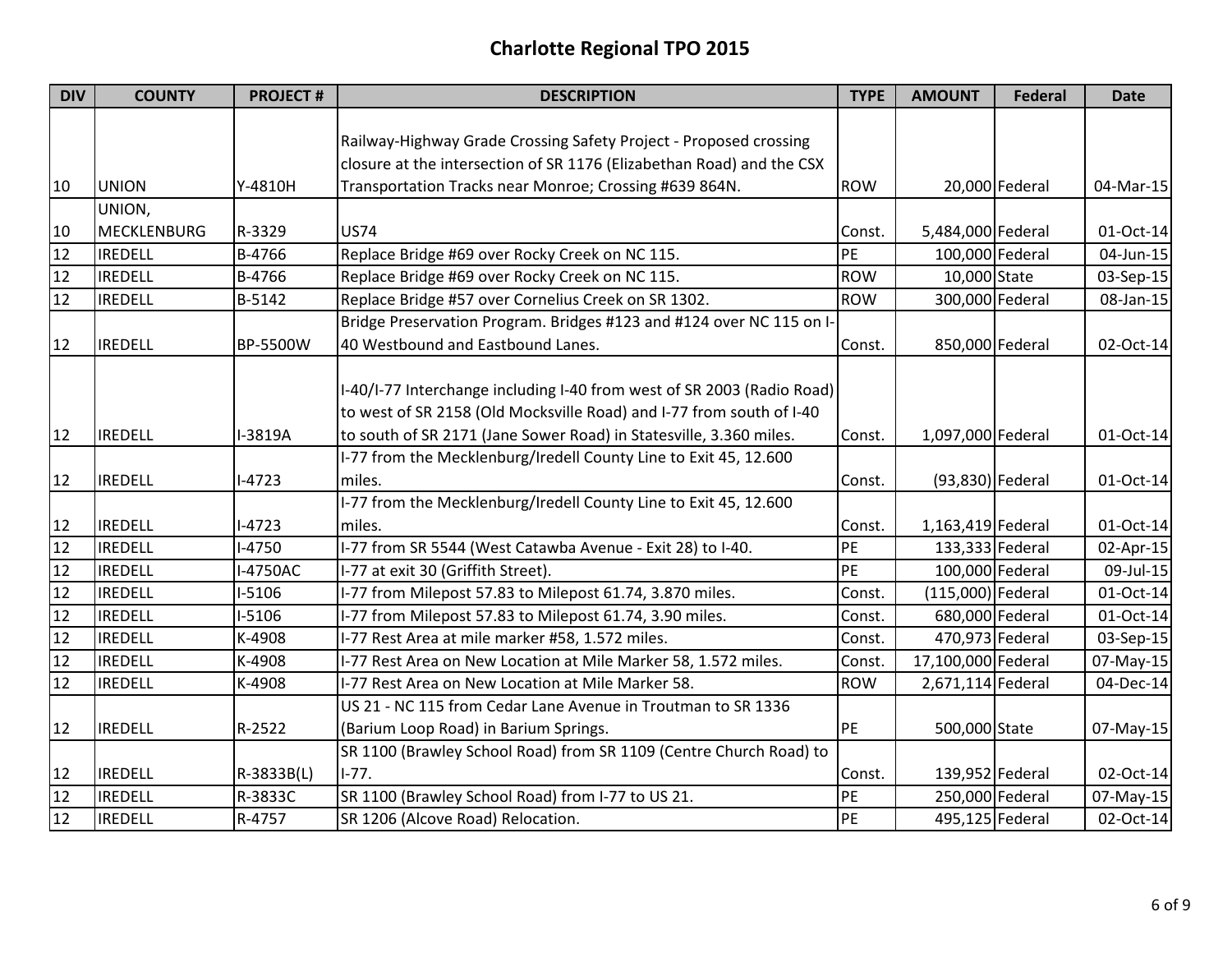# Charlotte Regional TPO 2015

| DIV | COUNTY | PROJECT # | DESCRIPTION | TYPE | AMOUNT | Federal | Date |
|---|---|---|---|---|---|---|---|
| 10 | UNION | Y-4810H | Railway-Highway Grade Crossing Safety Project - Proposed crossing closure at the intersection of SR 1176 (Elizabethan Road) and the CSX Transportation Tracks near Monroe; Crossing #639 864N. | ROW | 20,000 | Federal | 04-Mar-15 |
| 10 | UNION, MECKLENBURG | R-3329 | US74 | Const. | 5,484,000 | Federal | 01-Oct-14 |
| 12 | IREDELL | B-4766 | Replace Bridge #69 over Rocky Creek on NC 115. | PE | 100,000 | Federal | 04-Jun-15 |
| 12 | IREDELL | B-4766 | Replace Bridge #69 over Rocky Creek on NC 115. | ROW | 10,000 | State | 03-Sep-15 |
| 12 | IREDELL | B-5142 | Replace Bridge #57 over Cornelius Creek on SR 1302. | ROW | 300,000 | Federal | 08-Jan-15 |
| 12 | IREDELL | BP-5500W | Bridge Preservation Program. Bridges #123 and #124 over NC 115 on I-40 Westbound and Eastbound Lanes. | Const. | 850,000 | Federal | 02-Oct-14 |
| 12 | IREDELL | I-3819A | I-40/I-77 Interchange including I-40 from west of SR 2003 (Radio Road) to west of SR 2158 (Old Mocksville Road) and I-77 from south of I-40 to south of SR 2171 (Jane Sower Road) in Statesville, 3.360 miles. | Const. | 1,097,000 | Federal | 01-Oct-14 |
| 12 | IREDELL | I-4723 | I-77 from the Mecklenburg/Iredell County Line to Exit 45, 12.600 miles. | Const. | (93,830) | Federal | 01-Oct-14 |
| 12 | IREDELL | I-4723 | I-77 from the Mecklenburg/Iredell County Line to Exit 45, 12.600 miles. | Const. | 1,163,419 | Federal | 01-Oct-14 |
| 12 | IREDELL | I-4750 | I-77 from SR 5544 (West Catawba Avenue - Exit 28) to I-40. | PE | 133,333 | Federal | 02-Apr-15 |
| 12 | IREDELL | I-4750AC | I-77 at exit 30 (Griffith Street). | PE | 100,000 | Federal | 09-Jul-15 |
| 12 | IREDELL | I-5106 | I-77 from Milepost 57.83 to Milepost 61.74, 3.870 miles. | Const. | (115,000) | Federal | 01-Oct-14 |
| 12 | IREDELL | I-5106 | I-77 from Milepost 57.83 to Milepost 61.74, 3.90 miles. | Const. | 680,000 | Federal | 01-Oct-14 |
| 12 | IREDELL | K-4908 | I-77 Rest Area at mile marker #58, 1.572 miles. | Const. | 470,973 | Federal | 03-Sep-15 |
| 12 | IREDELL | K-4908 | I-77 Rest Area on New Location at Mile Marker 58, 1.572 miles. | Const. | 17,100,000 | Federal | 07-May-15 |
| 12 | IREDELL | K-4908 | I-77 Rest Area on New Location at Mile Marker 58. | ROW | 2,671,114 | Federal | 04-Dec-14 |
| 12 | IREDELL | R-2522 | US 21 - NC 115 from Cedar Lane Avenue in Troutman to SR 1336 (Barium Loop Road) in Barium Springs. | PE | 500,000 | State | 07-May-15 |
| 12 | IREDELL | R-3833B(L) | SR 1100 (Brawley School Road) from SR 1109 (Centre Church Road) to I-77. | Const. | 139,952 | Federal | 02-Oct-14 |
| 12 | IREDELL | R-3833C | SR 1100 (Brawley School Road) from I-77 to US 21. | PE | 250,000 | Federal | 07-May-15 |
| 12 | IREDELL | R-4757 | SR 1206 (Alcove Road) Relocation. | PE | 495,125 | Federal | 02-Oct-14 |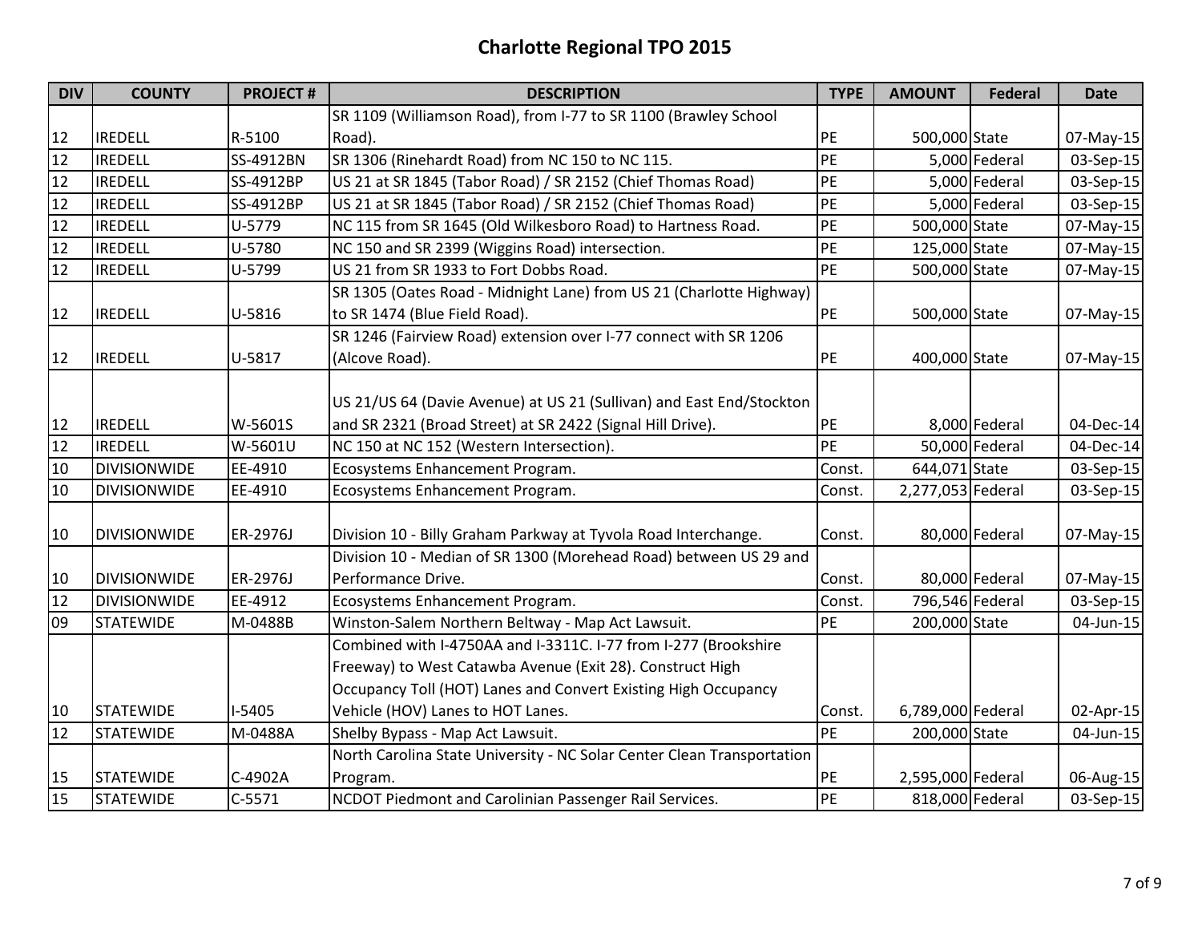# Charlotte Regional TPO 2015

| DIV | COUNTY | PROJECT # | DESCRIPTION | TYPE | AMOUNT | Federal | Date |
|---|---|---|---|---|---|---|---|
| 12 | IREDELL | R-5100 | SR 1109 (Williamson Road), from I-77 to SR 1100 (Brawley School Road). | PE | 500,000 | State | 07-May-15 |
| 12 | IREDELL | SS-4912BN | SR 1306 (Rinehardt Road) from NC 150 to NC 115. | PE | 5,000 | Federal | 03-Sep-15 |
| 12 | IREDELL | SS-4912BP | US 21 at SR 1845 (Tabor Road) / SR 2152 (Chief Thomas Road) | PE | 5,000 | Federal | 03-Sep-15 |
| 12 | IREDELL | SS-4912BP | US 21 at SR 1845 (Tabor Road) / SR 2152 (Chief Thomas Road) | PE | 5,000 | Federal | 03-Sep-15 |
| 12 | IREDELL | U-5779 | NC 115 from SR 1645 (Old Wilkesboro Road) to Hartness Road. | PE | 500,000 | State | 07-May-15 |
| 12 | IREDELL | U-5780 | NC 150 and SR 2399 (Wiggins Road) intersection. | PE | 125,000 | State | 07-May-15 |
| 12 | IREDELL | U-5799 | US 21 from SR 1933 to Fort Dobbs Road. | PE | 500,000 | State | 07-May-15 |
| 12 | IREDELL | U-5816 | SR 1305 (Oates Road - Midnight Lane) from US 21 (Charlotte Highway) to SR 1474 (Blue Field Road). | PE | 500,000 | State | 07-May-15 |
| 12 | IREDELL | U-5817 | SR 1246 (Fairview Road) extension over I-77 connect with SR 1206 (Alcove Road). | PE | 400,000 | State | 07-May-15 |
| 12 | IREDELL | W-5601S | US 21/US 64 (Davie Avenue) at US 21 (Sullivan) and East End/Stockton and SR 2321 (Broad Street) at SR 2422 (Signal Hill Drive). | PE | 8,000 | Federal | 04-Dec-14 |
| 12 | IREDELL | W-5601U | NC 150 at NC 152 (Western Intersection). | PE | 50,000 | Federal | 04-Dec-14 |
| 10 | DIVISIONWIDE | EE-4910 | Ecosystems Enhancement Program. | Const. | 644,071 | State | 03-Sep-15 |
| 10 | DIVISIONWIDE | EE-4910 | Ecosystems Enhancement Program. | Const. | 2,277,053 | Federal | 03-Sep-15 |
| 10 | DIVISIONWIDE | ER-2976J | Division 10 - Billy Graham Parkway at Tyvola Road Interchange. | Const. | 80,000 | Federal | 07-May-15 |
| 10 | DIVISIONWIDE | ER-2976J | Division 10 - Median of SR 1300 (Morehead Road) between US 29 and Performance Drive. | Const. | 80,000 | Federal | 07-May-15 |
| 12 | DIVISIONWIDE | EE-4912 | Ecosystems Enhancement Program. | Const. | 796,546 | Federal | 03-Sep-15 |
| 09 | STATEWIDE | M-0488B | Winston-Salem Northern Beltway - Map Act Lawsuit. | PE | 200,000 | State | 04-Jun-15 |
| 10 | STATEWIDE | I-5405 | Combined with I-4750AA and I-3311C. I-77 from I-277 (Brookshire Freeway) to West Catawba Avenue (Exit 28). Construct High Occupancy Toll (HOT) Lanes and Convert Existing High Occupancy Vehicle (HOV) Lanes to HOT Lanes. | Const. | 6,789,000 | Federal | 02-Apr-15 |
| 12 | STATEWIDE | M-0488A | Shelby Bypass - Map Act Lawsuit. | PE | 200,000 | State | 04-Jun-15 |
| 15 | STATEWIDE | C-4902A | North Carolina State University - NC Solar Center Clean Transportation Program. | PE | 2,595,000 | Federal | 06-Aug-15 |
| 15 | STATEWIDE | C-5571 | NCDOT Piedmont and Carolinian Passenger Rail Services. | PE | 818,000 | Federal | 03-Sep-15 |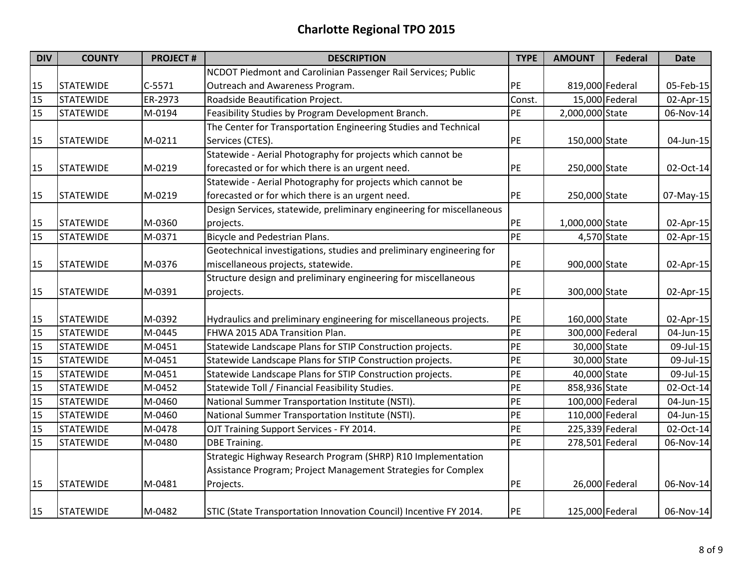# Charlotte Regional TPO 2015

| DIV | COUNTY | PROJECT # | DESCRIPTION | TYPE | AMOUNT | Federal | Date |
|---|---|---|---|---|---|---|---|
| 15 | STATEWIDE | C-5571 | NCDOT Piedmont and Carolinian Passenger Rail Services; Public Outreach and Awareness Program. | PE | 819,000 | Federal | 05-Feb-15 |
| 15 | STATEWIDE | ER-2973 | Roadside Beautification Project. | Const. | 15,000 | Federal | 02-Apr-15 |
| 15 | STATEWIDE | M-0194 | Feasibility Studies by Program Development Branch. | PE | 2,000,000 | State | 06-Nov-14 |
| 15 | STATEWIDE | M-0211 | The Center for Transportation Engineering Studies and Technical Services (CTES). | PE | 150,000 | State | 04-Jun-15 |
| 15 | STATEWIDE | M-0219 | Statewide - Aerial Photography for projects which cannot be forecasted or for which there is an urgent need. | PE | 250,000 | State | 02-Oct-14 |
| 15 | STATEWIDE | M-0219 | Statewide - Aerial Photography for projects which cannot be forecasted or for which there is an urgent need. | PE | 250,000 | State | 07-May-15 |
| 15 | STATEWIDE | M-0360 | Design Services, statewide, preliminary engineering for miscellaneous projects. | PE | 1,000,000 | State | 02-Apr-15 |
| 15 | STATEWIDE | M-0371 | Bicycle and Pedestrian Plans. | PE | 4,570 | State | 02-Apr-15 |
| 15 | STATEWIDE | M-0376 | Geotechnical investigations, studies and preliminary engineering for miscellaneous projects, statewide. | PE | 900,000 | State | 02-Apr-15 |
| 15 | STATEWIDE | M-0391 | Structure design and preliminary engineering for miscellaneous projects. | PE | 300,000 | State | 02-Apr-15 |
| 15 | STATEWIDE | M-0392 | Hydraulics and preliminary engineering for miscellaneous projects. | PE | 160,000 | State | 02-Apr-15 |
| 15 | STATEWIDE | M-0445 | FHWA 2015 ADA Transition Plan. | PE | 300,000 | Federal | 04-Jun-15 |
| 15 | STATEWIDE | M-0451 | Statewide Landscape Plans for STIP Construction projects. | PE | 30,000 | State | 09-Jul-15 |
| 15 | STATEWIDE | M-0451 | Statewide Landscape Plans for STIP Construction projects. | PE | 30,000 | State | 09-Jul-15 |
| 15 | STATEWIDE | M-0451 | Statewide Landscape Plans for STIP Construction projects. | PE | 40,000 | State | 09-Jul-15 |
| 15 | STATEWIDE | M-0452 | Statewide Toll / Financial Feasibility Studies. | PE | 858,936 | State | 02-Oct-14 |
| 15 | STATEWIDE | M-0460 | National Summer Transportation Institute (NSTI). | PE | 100,000 | Federal | 04-Jun-15 |
| 15 | STATEWIDE | M-0460 | National Summer Transportation Institute (NSTI). | PE | 110,000 | Federal | 04-Jun-15 |
| 15 | STATEWIDE | M-0478 | OJT Training Support Services - FY 2014. | PE | 225,339 | Federal | 02-Oct-14 |
| 15 | STATEWIDE | M-0480 | DBE Training. | PE | 278,501 | Federal | 06-Nov-14 |
| 15 | STATEWIDE | M-0481 | Strategic Highway Research Program (SHRP) R10 Implementation Assistance Program; Project Management Strategies for Complex Projects. | PE | 26,000 | Federal | 06-Nov-14 |
| 15 | STATEWIDE | M-0482 | STIC (State Transportation Innovation Council) Incentive FY 2014. | PE | 125,000 | Federal | 06-Nov-14 |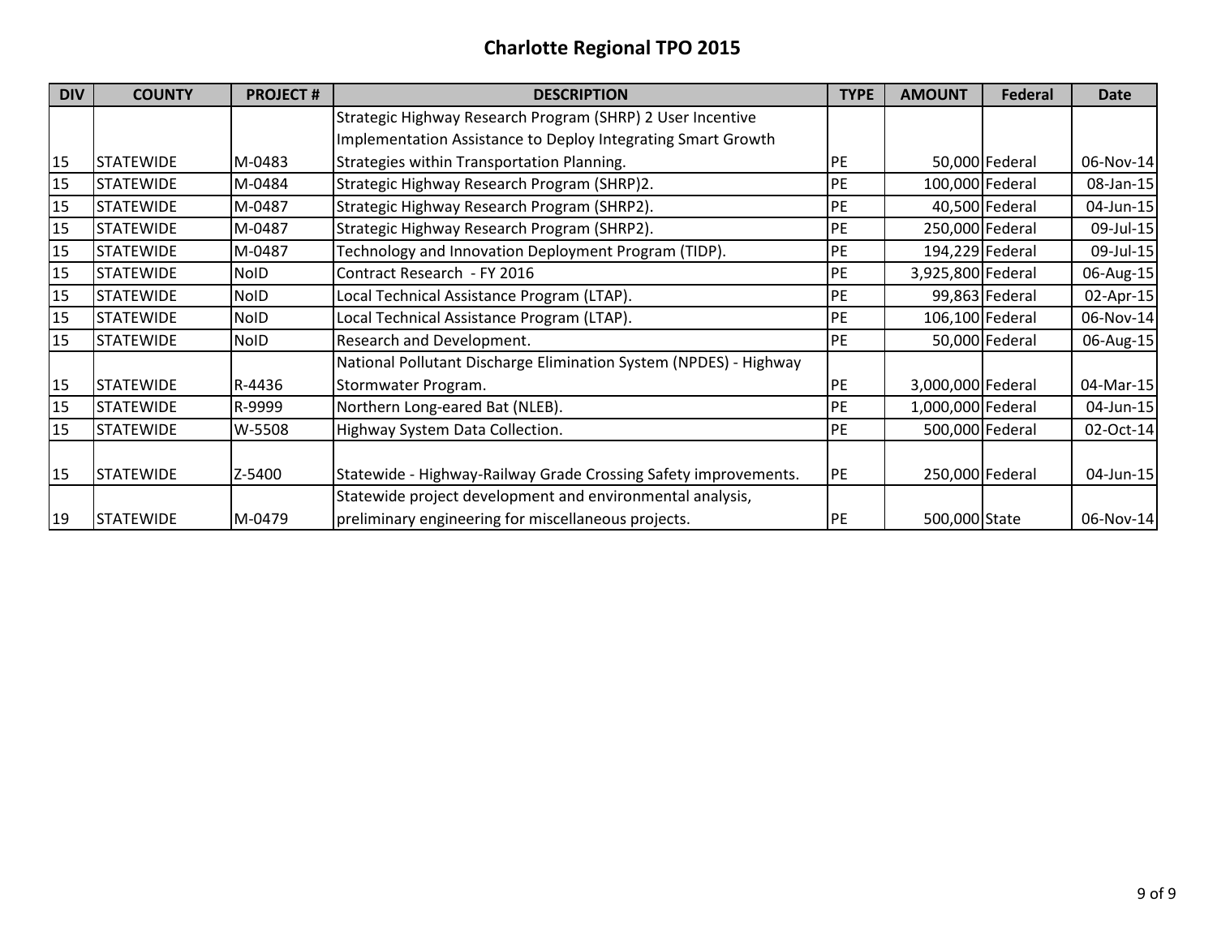# Charlotte Regional TPO 2015

| DIV | COUNTY | PROJECT # | DESCRIPTION | TYPE | AMOUNT | Federal | Date |
|---|---|---|---|---|---|---|---|
| 15 | STATEWIDE | M-0483 | Strategic Highway Research Program (SHRP) 2 User Incentive Implementation Assistance to Deploy Integrating Smart Growth Strategies within Transportation Planning. | PE | 50,000 | Federal | 06-Nov-14 |
| 15 | STATEWIDE | M-0484 | Strategic Highway Research Program (SHRP)2. | PE | 100,000 | Federal | 08-Jan-15 |
| 15 | STATEWIDE | M-0487 | Strategic Highway Research Program (SHRP2). | PE | 40,500 | Federal | 04-Jun-15 |
| 15 | STATEWIDE | M-0487 | Strategic Highway Research Program (SHRP2). | PE | 250,000 | Federal | 09-Jul-15 |
| 15 | STATEWIDE | M-0487 | Technology and Innovation Deployment Program (TIDP). | PE | 194,229 | Federal | 09-Jul-15 |
| 15 | STATEWIDE | NoID | Contract Research - FY 2016 | PE | 3,925,800 | Federal | 06-Aug-15 |
| 15 | STATEWIDE | NoID | Local Technical Assistance Program (LTAP). | PE | 99,863 | Federal | 02-Apr-15 |
| 15 | STATEWIDE | NoID | Local Technical Assistance Program (LTAP). | PE | 106,100 | Federal | 06-Nov-14 |
| 15 | STATEWIDE | NoID | Research and Development. | PE | 50,000 | Federal | 06-Aug-15 |
| 15 | STATEWIDE | R-4436 | National Pollutant Discharge Elimination System (NPDES) - Highway Stormwater Program. | PE | 3,000,000 | Federal | 04-Mar-15 |
| 15 | STATEWIDE | R-9999 | Northern Long-eared Bat (NLEB). | PE | 1,000,000 | Federal | 04-Jun-15 |
| 15 | STATEWIDE | W-5508 | Highway System Data Collection. | PE | 500,000 | Federal | 02-Oct-14 |
| 15 | STATEWIDE | Z-5400 | Statewide - Highway-Railway Grade Crossing Safety improvements. | PE | 250,000 | Federal | 04-Jun-15 |
| 19 | STATEWIDE | M-0479 | Statewide project development and environmental analysis, preliminary engineering for miscellaneous projects. | PE | 500,000 | State | 06-Nov-14 |